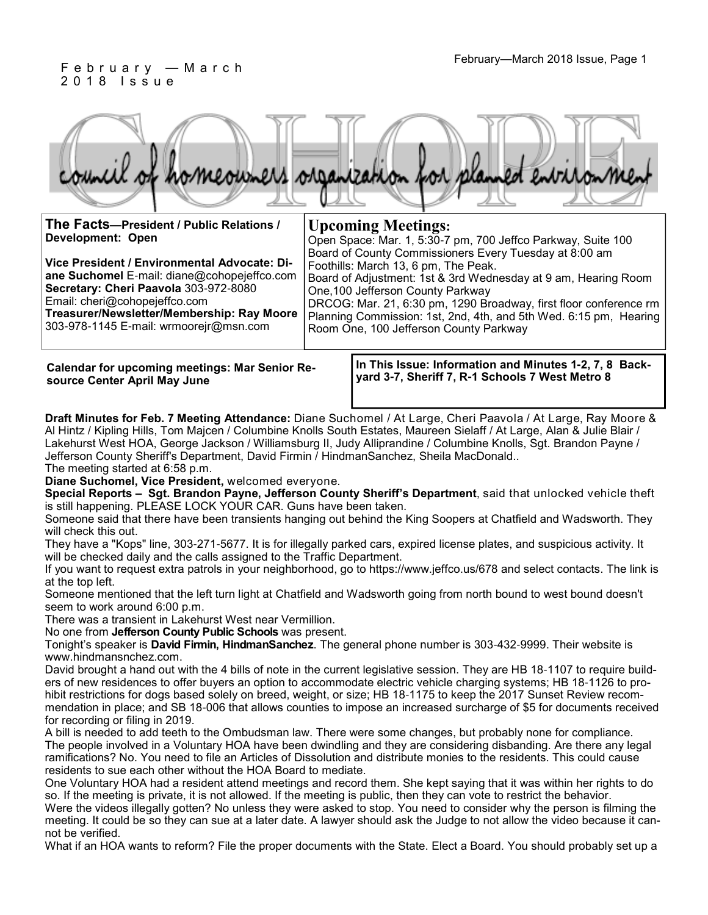February —March 2018 Issue

# COHOPE

council of homeowners organization for planned environment

**The Facts—President / Public Relations / Development: Open**

**Vice President / Environmental Advocate: Diane Suchomel** E-mail: diane@cohopejeffco.com
**Secretary: Cheri Paavola** 303-972-8080
Email: cheri@cohopejeffco.com
**Treasurer/Newsletter/Membership: Ray Moore** 303-978-1145 E-mail: wrmoorejr@msn.com

## Upcoming Meetings:

Open Space: Mar. 1, 5:30-7 pm, 700 Jeffco Parkway, Suite 100
Board of County Commissioners Every Tuesday at 8:00 am
Foothills: March 13, 6 pm, The Peak.
Board of Adjustment: 1st & 3rd Wednesday at 9 am, Hearing Room One,100 Jefferson County Parkway
DRCOG: Mar. 21, 6:30 pm, 1290 Broadway, first floor conference rm
Planning Commission: 1st, 2nd, 4th, and 5th Wed. 6:15 pm, Hearing Room One, 100 Jefferson County Parkway

**Calendar for upcoming meetings: Mar Senior Resource Center April May June**

**In This Issue: Information and Minutes 1-2, 7, 8 Backyard 3-7, Sheriff 7, R-1 Schools 7 West Metro 8**

**Draft Minutes for Feb. 7 Meeting Attendance:** Diane Suchomel / At Large, Cheri Paavola / At Large, Ray Moore & Al Hintz / Kipling Hills, Tom Majcen / Columbine Knolls South Estates, Maureen Sielaff / At Large, Alan & Julie Blair / Lakehurst West HOA, George Jackson / Williamsburg II, Judy Alliprandine / Columbine Knolls, Sgt. Brandon Payne / Jefferson County Sheriff's Department, David Firmin / HindmanSanchez, Sheila MacDonald..

The meeting started at 6:58 p.m.

**Diane Suchomel, Vice President,** welcomed everyone.

**Special Reports – Sgt. Brandon Payne, Jefferson County Sheriff's Department**, said that unlocked vehicle theft is still happening. PLEASE LOCK YOUR CAR. Guns have been taken.

Someone said that there have been transients hanging out behind the King Soopers at Chatfield and Wadsworth. They will check this out.

They have a "Kops" line, 303-271-5677. It is for illegally parked cars, expired license plates, and suspicious activity. It will be checked daily and the calls assigned to the Traffic Department.

If you want to request extra patrols in your neighborhood, go to https://www.jeffco.us/678 and select contacts. The link is at the top left.

Someone mentioned that the left turn light at Chatfield and Wadsworth going from north bound to west bound doesn't seem to work around 6:00 p.m.

There was a transient in Lakehurst West near Vermillion.

No one from **Jefferson County Public Schools** was present.

Tonight's speaker is **David Firmin, HindmanSanchez**. The general phone number is 303-432-9999. Their website is www.hindmansnchez.com.

David brought a hand out with the 4 bills of note in the current legislative session. They are HB 18-1107 to require builders of new residences to offer buyers an option to accommodate electric vehicle charging systems; HB 18-1126 to prohibit restrictions for dogs based solely on breed, weight, or size; HB 18-1175 to keep the 2017 Sunset Review recommendation in place; and SB 18-006 that allows counties to impose an increased surcharge of $5 for documents received for recording or filing in 2019.

A bill is needed to add teeth to the Ombudsman law. There were some changes, but probably none for compliance.

The people involved in a Voluntary HOA have been dwindling and they are considering disbanding. Are there any legal ramifications? No. You need to file an Articles of Dissolution and distribute monies to the residents. This could cause residents to sue each other without the HOA Board to mediate.

One Voluntary HOA had a resident attend meetings and record them. She kept saying that it was within her rights to do so. If the meeting is private, it is not allowed. If the meeting is public, then they can vote to restrict the behavior.

Were the videos illegally gotten? No unless they were asked to stop. You need to consider why the person is filming the meeting. It could be so they can sue at a later date. A lawyer should ask the Judge to not allow the video because it cannot be verified.

What if an HOA wants to reform? File the proper documents with the State. Elect a Board. You should probably set up a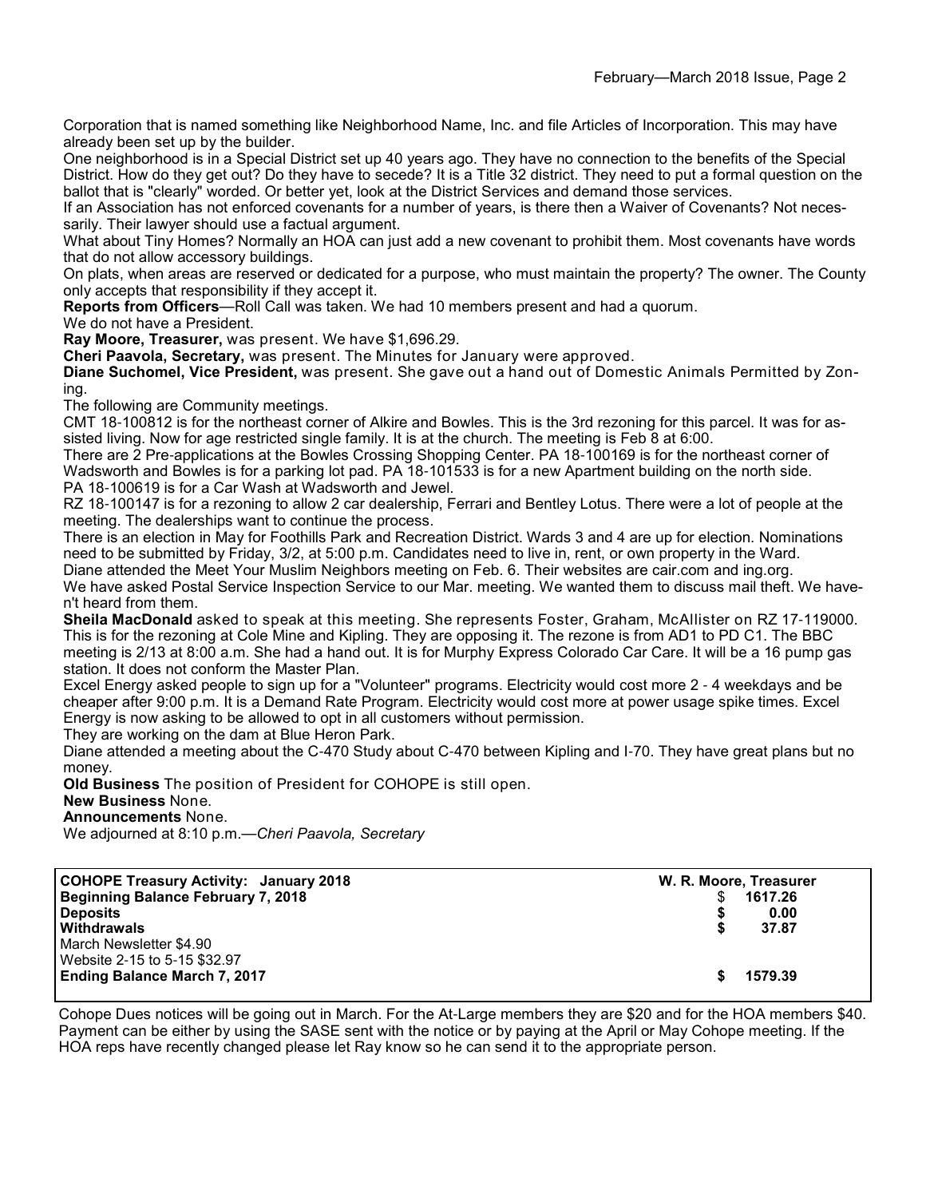Corporation that is named something like Neighborhood Name, Inc. and file Articles of Incorporation. This may have already been set up by the builder.

One neighborhood is in a Special District set up 40 years ago. They have no connection to the benefits of the Special District. How do they get out? Do they have to secede? It is a Title 32 district. They need to put a formal question on the ballot that is "clearly" worded. Or better yet, look at the District Services and demand those services.

If an Association has not enforced covenants for a number of years, is there then a Waiver of Covenants? Not necessarily. Their lawyer should use a factual argument.

What about Tiny Homes? Normally an HOA can just add a new covenant to prohibit them. Most covenants have words that do not allow accessory buildings.

On plats, when areas are reserved or dedicated for a purpose, who must maintain the property? The owner. The County only accepts that responsibility if they accept it.

**Reports from Officers**—Roll Call was taken. We had 10 members present and had a quorum.

We do not have a President.

**Ray Moore, Treasurer,** was present. We have $1,696.29.

**Cheri Paavola, Secretary,** was present. The Minutes for January were approved.

**Diane Suchomel, Vice President,** was present. She gave out a hand out of Domestic Animals Permitted by Zoning.

The following are Community meetings.

CMT 18-100812 is for the northeast corner of Alkire and Bowles. This is the 3rd rezoning for this parcel. It was for assisted living. Now for age restricted single family. It is at the church. The meeting is Feb 8 at 6:00.

There are 2 Pre-applications at the Bowles Crossing Shopping Center. PA 18-100169 is for the northeast corner of Wadsworth and Bowles is for a parking lot pad. PA 18-101533 is for a new Apartment building on the north side.

PA 18-100619 is for a Car Wash at Wadsworth and Jewel.

RZ 18-100147 is for a rezoning to allow 2 car dealership, Ferrari and Bentley Lotus. There were a lot of people at the meeting. The dealerships want to continue the process.

There is an election in May for Foothills Park and Recreation District. Wards 3 and 4 are up for election. Nominations need to be submitted by Friday, 3/2, at 5:00 p.m. Candidates need to live in, rent, or own property in the Ward.

Diane attended the Meet Your Muslim Neighbors meeting on Feb. 6. Their websites are cair.com and ing.org.

We have asked Postal Service Inspection Service to our Mar. meeting. We wanted them to discuss mail theft. We haven't heard from them.

**Sheila MacDonald** asked to speak at this meeting. She represents Foster, Graham, McAllister on RZ 17-119000. This is for the rezoning at Cole Mine and Kipling. They are opposing it. The rezone is from AD1 to PD C1. The BBC meeting is 2/13 at 8:00 a.m. She had a hand out. It is for Murphy Express Colorado Car Care. It will be a 16 pump gas station. It does not conform the Master Plan.

Excel Energy asked people to sign up for a "Volunteer" programs. Electricity would cost more 2 - 4 weekdays and be cheaper after 9:00 p.m. It is a Demand Rate Program. Electricity would cost more at power usage spike times. Excel Energy is now asking to be allowed to opt in all customers without permission.

They are working on the dam at Blue Heron Park.

Diane attended a meeting about the C-470 Study about C-470 between Kipling and I-70. They have great plans but no money.

**Old Business** The position of President for COHOPE is still open.

**New Business** None.

**Announcements** None.

We adjourned at 8:10 p.m.—*Cheri Paavola, Secretary*

| **COHOPE Treasury Activity: January 2018** | **W. R. Moore, Treasurer** |
|---|---|
| **Beginning Balance February 7, 2018** | $ **1617.26** |
| **Deposits** | **$ 0.00** |
| **Withdrawals** | **$ 37.87** |
| March Newsletter $4.90 | |
| Website 2-15 to 5-15 $32.97 | |
| **Ending Balance March 7, 2017** | **$ 1579.39** |

Cohope Dues notices will be going out in March. For the At-Large members they are $20 and for the HOA members $40. Payment can be either by using the SASE sent with the notice or by paying at the April or May Cohope meeting. If the HOA reps have recently changed please let Ray know so he can send it to the appropriate person.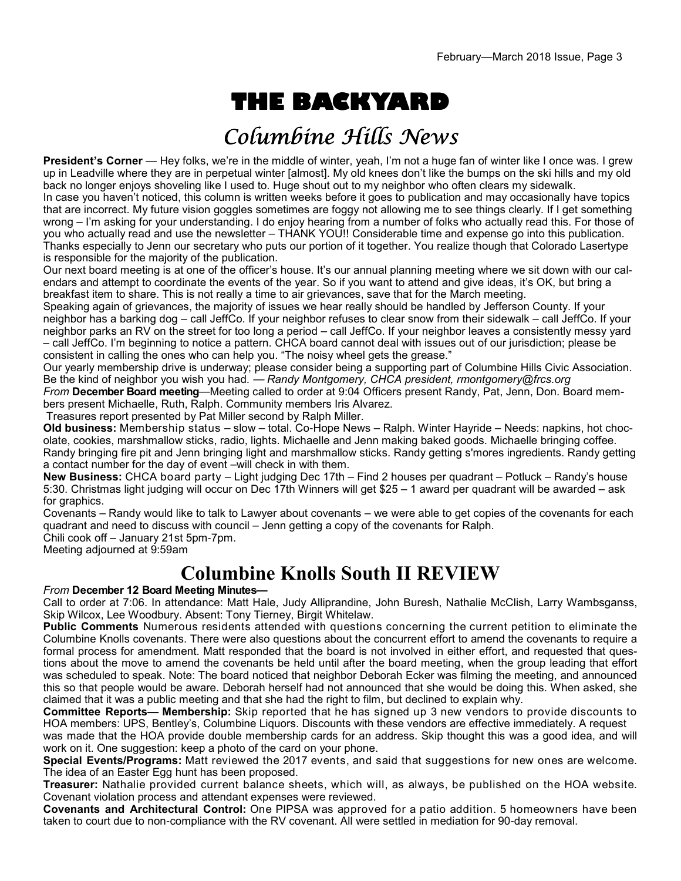# THE BACKYARD

## Columbine Hills News

**President's Corner** — Hey folks, we're in the middle of winter, yeah, I'm not a huge fan of winter like I once was. I grew up in Leadville where they are in perpetual winter [almost]. My old knees don't like the bumps on the ski hills and my old back no longer enjoys shoveling like I used to. Huge shout out to my neighbor who often clears my sidewalk.

In case you haven't noticed, this column is written weeks before it goes to publication and may occasionally have topics that are incorrect. My future vision goggles sometimes are foggy not allowing me to see things clearly. If I get something wrong – I'm asking for your understanding. I do enjoy hearing from a number of folks who actually read this. For those of you who actually read and use the newsletter – THANK YOU!! Considerable time and expense go into this publication. Thanks especially to Jenn our secretary who puts our portion of it together. You realize though that Colorado Lasertype is responsible for the majority of the publication.

Our next board meeting is at one of the officer's house. It's our annual planning meeting where we sit down with our calendars and attempt to coordinate the events of the year. So if you want to attend and give ideas, it's OK, but bring a breakfast item to share. This is not really a time to air grievances, save that for the March meeting.

Speaking again of grievances, the majority of issues we hear really should be handled by Jefferson County. If your neighbor has a barking dog – call JeffCo. If your neighbor refuses to clear snow from their sidewalk – call JeffCo. If your neighbor parks an RV on the street for too long a period – call JeffCo. If your neighbor leaves a consistently messy yard – call JeffCo. I'm beginning to notice a pattern. CHCA board cannot deal with issues out of our jurisdiction; please be consistent in calling the ones who can help you. "The noisy wheel gets the grease."

Our yearly membership drive is underway; please consider being a supporting part of Columbine Hills Civic Association. Be the kind of neighbor you wish you had. — *Randy Montgomery, CHCA president, rmontgomery@frcs.org*

*From* **December Board meeting**—Meeting called to order at 9:04 Officers present Randy, Pat, Jenn, Don. Board members present Michaelle, Ruth, Ralph. Community members Iris Alvarez.

Treasures report presented by Pat Miller second by Ralph Miller.

**Old business:** Membership status – slow – total. Co-Hope News – Ralph. Winter Hayride – Needs: napkins, hot chocolate, cookies, marshmallow sticks, radio, lights. Michaelle and Jenn making baked goods. Michaelle bringing coffee. Randy bringing fire pit and Jenn bringing light and marshmallow sticks. Randy getting s'mores ingredients. Randy getting a contact number for the day of event –will check in with them.

**New Business:** CHCA board party – Light judging Dec 17th – Find 2 houses per quadrant – Potluck – Randy's house 5:30. Christmas light judging will occur on Dec 17th Winners will get $25 – 1 award per quadrant will be awarded – ask for graphics.

Covenants – Randy would like to talk to Lawyer about covenants – we were able to get copies of the covenants for each quadrant and need to discuss with council – Jenn getting a copy of the covenants for Ralph.

Chili cook off – January 21st 5pm-7pm.

Meeting adjourned at 9:59am

## Columbine Knolls South II REVIEW

*From* **December 12 Board Meeting Minutes—**

Call to order at 7:06. In attendance: Matt Hale, Judy Alliprandine, John Buresh, Nathalie McClish, Larry Wambsganss, Skip Wilcox, Lee Woodbury. Absent: Tony Tierney, Birgit Whitelaw.

**Public Comments** Numerous residents attended with questions concerning the current petition to eliminate the Columbine Knolls covenants. There were also questions about the concurrent effort to amend the covenants to require a formal process for amendment. Matt responded that the board is not involved in either effort, and requested that questions about the move to amend the covenants be held until after the board meeting, when the group leading that effort was scheduled to speak. Note: The board noticed that neighbor Deborah Ecker was filming the meeting, and announced this so that people would be aware. Deborah herself had not announced that she would be doing this. When asked, she claimed that it was a public meeting and that she had the right to film, but declined to explain why.

**Committee Reports— Membership:** Skip reported that he has signed up 3 new vendors to provide discounts to HOA members: UPS, Bentley's, Columbine Liquors. Discounts with these vendors are effective immediately. A request was made that the HOA provide double membership cards for an address. Skip thought this was a good idea, and will work on it. One suggestion: keep a photo of the card on your phone.

**Special Events/Programs:** Matt reviewed the 2017 events, and said that suggestions for new ones are welcome. The idea of an Easter Egg hunt has been proposed.

**Treasurer:** Nathalie provided current balance sheets, which will, as always, be published on the HOA website. Covenant violation process and attendant expenses were reviewed.

**Covenants and Architectural Control:** One PIPSA was approved for a patio addition. 5 homeowners have been taken to court due to non-compliance with the RV covenant. All were settled in mediation for 90-day removal.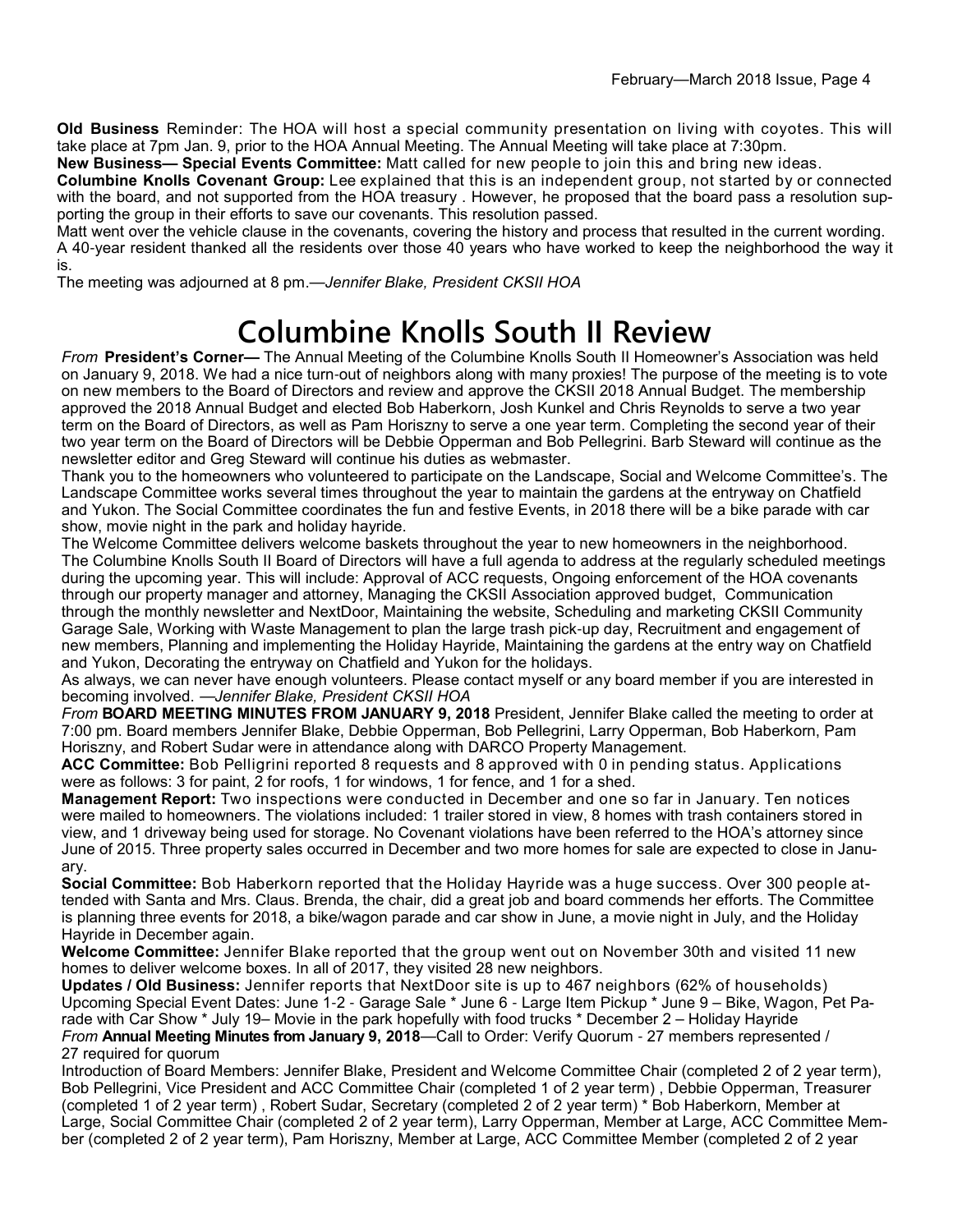**Old Business** Reminder: The HOA will host a special community presentation on living with coyotes. This will take place at 7pm Jan. 9, prior to the HOA Annual Meeting. The Annual Meeting will take place at 7:30pm.

**New Business— Special Events Committee:** Matt called for new people to join this and bring new ideas.

**Columbine Knolls Covenant Group:** Lee explained that this is an independent group, not started by or connected with the board, and not supported from the HOA treasury . However, he proposed that the board pass a resolution supporting the group in their efforts to save our covenants. This resolution passed.

Matt went over the vehicle clause in the covenants, covering the history and process that resulted in the current wording. A 40-year resident thanked all the residents over those 40 years who have worked to keep the neighborhood the way it is.

The meeting was adjourned at 8 pm.—*Jennifer Blake, President CKSII HOA*

# Columbine Knolls South II Review

*From* **President's Corner—** The Annual Meeting of the Columbine Knolls South II Homeowner's Association was held on January 9, 2018. We had a nice turn-out of neighbors along with many proxies! The purpose of the meeting is to vote on new members to the Board of Directors and review and approve the CKSII 2018 Annual Budget. The membership approved the 2018 Annual Budget and elected Bob Haberkorn, Josh Kunkel and Chris Reynolds to serve a two year term on the Board of Directors, as well as Pam Horiszny to serve a one year term. Completing the second year of their two year term on the Board of Directors will be Debbie Opperman and Bob Pellegrini. Barb Steward will continue as the newsletter editor and Greg Steward will continue his duties as webmaster.

Thank you to the homeowners who volunteered to participate on the Landscape, Social and Welcome Committee's. The Landscape Committee works several times throughout the year to maintain the gardens at the entryway on Chatfield and Yukon. The Social Committee coordinates the fun and festive Events, in 2018 there will be a bike parade with car show, movie night in the park and holiday hayride.

The Welcome Committee delivers welcome baskets throughout the year to new homeowners in the neighborhood.

The Columbine Knolls South II Board of Directors will have a full agenda to address at the regularly scheduled meetings during the upcoming year. This will include: Approval of ACC requests, Ongoing enforcement of the HOA covenants through our property manager and attorney, Managing the CKSII Association approved budget, Communication through the monthly newsletter and NextDoor, Maintaining the website, Scheduling and marketing CKSII Community Garage Sale, Working with Waste Management to plan the large trash pick-up day, Recruitment and engagement of new members, Planning and implementing the Holiday Hayride, Maintaining the gardens at the entry way on Chatfield and Yukon, Decorating the entryway on Chatfield and Yukon for the holidays.

As always, we can never have enough volunteers. Please contact myself or any board member if you are interested in becoming involved. *—Jennifer Blake, President CKSII HOA*

*From* **BOARD MEETING MINUTES FROM JANUARY 9, 2018** President, Jennifer Blake called the meeting to order at 7:00 pm. Board members Jennifer Blake, Debbie Opperman, Bob Pellegrini, Larry Opperman, Bob Haberkorn, Pam Horiszny, and Robert Sudar were in attendance along with DARCO Property Management.

**ACC Committee:** Bob Pelligrini reported 8 requests and 8 approved with 0 in pending status. Applications were as follows: 3 for paint, 2 for roofs, 1 for windows, 1 for fence, and 1 for a shed.

**Management Report:** Two inspections were conducted in December and one so far in January. Ten notices were mailed to homeowners. The violations included: 1 trailer stored in view, 8 homes with trash containers stored in view, and 1 driveway being used for storage. No Covenant violations have been referred to the HOA's attorney since June of 2015. Three property sales occurred in December and two more homes for sale are expected to close in January.

**Social Committee:** Bob Haberkorn reported that the Holiday Hayride was a huge success. Over 300 people attended with Santa and Mrs. Claus. Brenda, the chair, did a great job and board commends her efforts. The Committee is planning three events for 2018, a bike/wagon parade and car show in June, a movie night in July, and the Holiday Hayride in December again.

**Welcome Committee:** Jennifer Blake reported that the group went out on November 30th and visited 11 new homes to deliver welcome boxes. In all of 2017, they visited 28 new neighbors.

**Updates / Old Business:** Jennifer reports that NextDoor site is up to 467 neighbors (62% of households) Upcoming Special Event Dates: June 1-2 - Garage Sale * June 6 - Large Item Pickup * June 9 – Bike, Wagon, Pet Parade with Car Show * July 19– Movie in the park hopefully with food trucks * December 2 – Holiday Hayride

*From* **Annual Meeting Minutes from January 9, 2018**—Call to Order: Verify Quorum - 27 members represented / 27 required for quorum

Introduction of Board Members: Jennifer Blake, President and Welcome Committee Chair (completed 2 of 2 year term), Bob Pellegrini, Vice President and ACC Committee Chair (completed 1 of 2 year term) , Debbie Opperman, Treasurer (completed 1 of 2 year term) , Robert Sudar, Secretary (completed 2 of 2 year term) * Bob Haberkorn, Member at Large, Social Committee Chair (completed 2 of 2 year term), Larry Opperman, Member at Large, ACC Committee Member (completed 2 of 2 year term), Pam Horiszny, Member at Large, ACC Committee Member (completed 2 of 2 year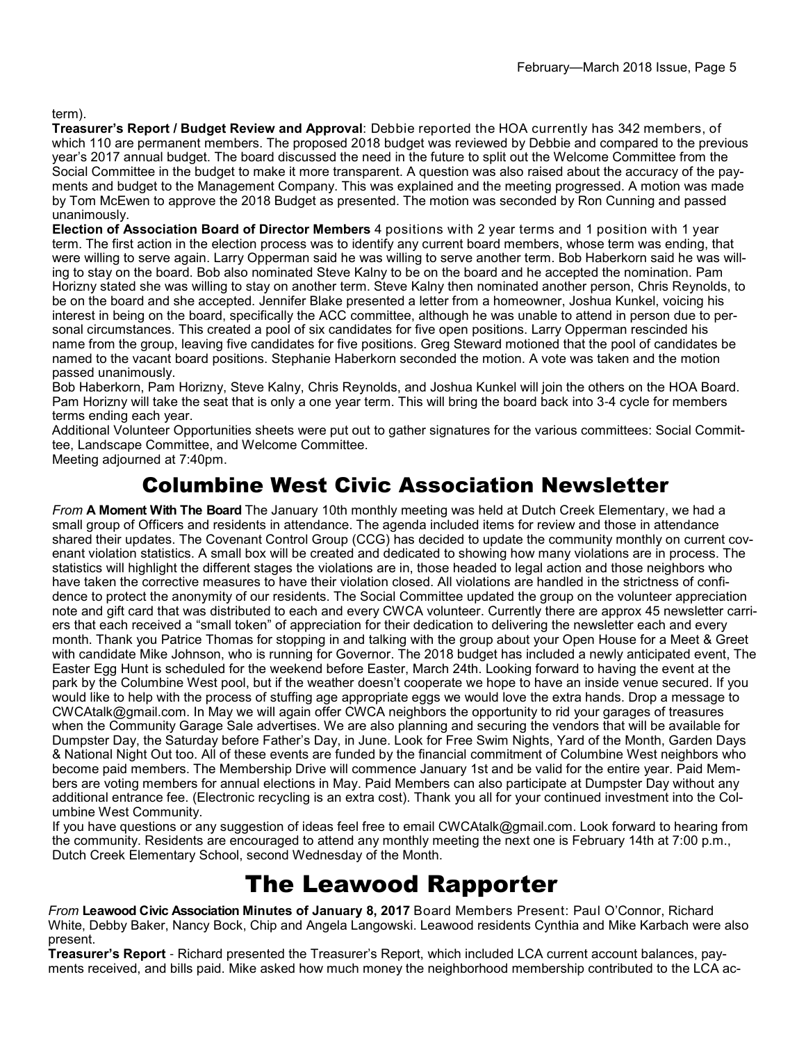term).

**Treasurer's Report / Budget Review and Approval**: Debbie reported the HOA currently has 342 members, of which 110 are permanent members. The proposed 2018 budget was reviewed by Debbie and compared to the previous year's 2017 annual budget. The board discussed the need in the future to split out the Welcome Committee from the Social Committee in the budget to make it more transparent. A question was also raised about the accuracy of the payments and budget to the Management Company. This was explained and the meeting progressed. A motion was made by Tom McEwen to approve the 2018 Budget as presented. The motion was seconded by Ron Cunning and passed unanimously.

**Election of Association Board of Director Members** 4 positions with 2 year terms and 1 position with 1 year term. The first action in the election process was to identify any current board members, whose term was ending, that were willing to serve again. Larry Opperman said he was willing to serve another term. Bob Haberkorn said he was willing to stay on the board. Bob also nominated Steve Kalny to be on the board and he accepted the nomination. Pam Horizny stated she was willing to stay on another term. Steve Kalny then nominated another person, Chris Reynolds, to be on the board and she accepted. Jennifer Blake presented a letter from a homeowner, Joshua Kunkel, voicing his interest in being on the board, specifically the ACC committee, although he was unable to attend in person due to personal circumstances. This created a pool of six candidates for five open positions. Larry Opperman rescinded his name from the group, leaving five candidates for five positions. Greg Steward motioned that the pool of candidates be named to the vacant board positions. Stephanie Haberkorn seconded the motion. A vote was taken and the motion passed unanimously.

Bob Haberkorn, Pam Horizny, Steve Kalny, Chris Reynolds, and Joshua Kunkel will join the others on the HOA Board. Pam Horizny will take the seat that is only a one year term. This will bring the board back into 3-4 cycle for members terms ending each year.

Additional Volunteer Opportunities sheets were put out to gather signatures for the various committees: Social Committee, Landscape Committee, and Welcome Committee.

Meeting adjourned at 7:40pm.

# Columbine West Civic Association Newsletter

*From* **A Moment With The Board** The January 10th monthly meeting was held at Dutch Creek Elementary, we had a small group of Officers and residents in attendance. The agenda included items for review and those in attendance shared their updates. The Covenant Control Group (CCG) has decided to update the community monthly on current covenant violation statistics. A small box will be created and dedicated to showing how many violations are in process. The statistics will highlight the different stages the violations are in, those headed to legal action and those neighbors who have taken the corrective measures to have their violation closed. All violations are handled in the strictness of confidence to protect the anonymity of our residents. The Social Committee updated the group on the volunteer appreciation note and gift card that was distributed to each and every CWCA volunteer. Currently there are approx 45 newsletter carriers that each received a "small token" of appreciation for their dedication to delivering the newsletter each and every month. Thank you Patrice Thomas for stopping in and talking with the group about your Open House for a Meet & Greet with candidate Mike Johnson, who is running for Governor. The 2018 budget has included a newly anticipated event, The Easter Egg Hunt is scheduled for the weekend before Easter, March 24th. Looking forward to having the event at the park by the Columbine West pool, but if the weather doesn't cooperate we hope to have an inside venue secured. If you would like to help with the process of stuffing age appropriate eggs we would love the extra hands. Drop a message to CWCAtalk@gmail.com. In May we will again offer CWCA neighbors the opportunity to rid your garages of treasures when the Community Garage Sale advertises. We are also planning and securing the vendors that will be available for Dumpster Day, the Saturday before Father's Day, in June. Look for Free Swim Nights, Yard of the Month, Garden Days & National Night Out too. All of these events are funded by the financial commitment of Columbine West neighbors who become paid members. The Membership Drive will commence January 1st and be valid for the entire year. Paid Members are voting members for annual elections in May. Paid Members can also participate at Dumpster Day without any additional entrance fee. (Electronic recycling is an extra cost). Thank you all for your continued investment into the Columbine West Community.

If you have questions or any suggestion of ideas feel free to email CWCAtalk@gmail.com. Look forward to hearing from the community. Residents are encouraged to attend any monthly meeting the next one is February 14th at 7:00 p.m., Dutch Creek Elementary School, second Wednesday of the Month.

# The Leawood Rapporter

*From* **Leawood Civic Association Minutes of January 8, 2017** Board Members Present: Paul O'Connor, Richard White, Debby Baker, Nancy Bock, Chip and Angela Langowski. Leawood residents Cynthia and Mike Karbach were also present.

**Treasurer's Report** - Richard presented the Treasurer's Report, which included LCA current account balances, payments received, and bills paid. Mike asked how much money the neighborhood membership contributed to the LCA ac-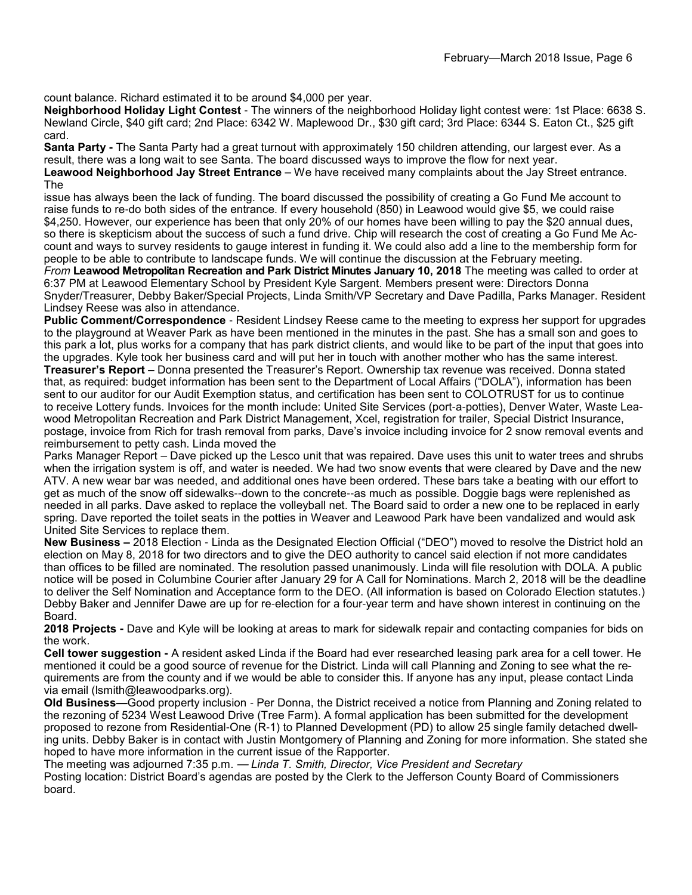count balance. Richard estimated it to be around $4,000 per year.

**Neighborhood Holiday Light Contest** - The winners of the neighborhood Holiday light contest were: 1st Place: 6638 S. Newland Circle, $40 gift card; 2nd Place: 6342 W. Maplewood Dr., $30 gift card; 3rd Place: 6344 S. Eaton Ct., $25 gift card.

**Santa Party -** The Santa Party had a great turnout with approximately 150 children attending, our largest ever. As a result, there was a long wait to see Santa. The board discussed ways to improve the flow for next year.

**Leawood Neighborhood Jay Street Entrance** – We have received many complaints about the Jay Street entrance. The issue has always been the lack of funding. The board discussed the possibility of creating a Go Fund Me account to raise funds to re-do both sides of the entrance. If every household (850) in Leawood would give $5, we could raise $4,250. However, our experience has been that only 20% of our homes have been willing to pay the $20 annual dues, so there is skepticism about the success of such a fund drive. Chip will research the cost of creating a Go Fund Me Account and ways to survey residents to gauge interest in funding it. We could also add a line to the membership form for people to be able to contribute to landscape funds. We will continue the discussion at the February meeting.

*From* **Leawood Metropolitan Recreation and Park District Minutes January 10, 2018** The meeting was called to order at 6:37 PM at Leawood Elementary School by President Kyle Sargent. Members present were: Directors Donna Snyder/Treasurer, Debby Baker/Special Projects, Linda Smith/VP Secretary and Dave Padilla, Parks Manager. Resident Lindsey Reese was also in attendance.

**Public Comment/Correspondence** - Resident Lindsey Reese came to the meeting to express her support for upgrades to the playground at Weaver Park as have been mentioned in the minutes in the past. She has a small son and goes to this park a lot, plus works for a company that has park district clients, and would like to be part of the input that goes into the upgrades. Kyle took her business card and will put her in touch with another mother who has the same interest.

**Treasurer's Report –** Donna presented the Treasurer's Report. Ownership tax revenue was received. Donna stated that, as required: budget information has been sent to the Department of Local Affairs ("DOLA"), information has been sent to our auditor for our Audit Exemption status, and certification has been sent to COLOTRUST for us to continue to receive Lottery funds. Invoices for the month include: United Site Services (port-a-potties), Denver Water, Waste Leawood Metropolitan Recreation and Park District Management, Xcel, registration for trailer, Special District Insurance, postage, invoice from Rich for trash removal from parks, Dave's invoice including invoice for 2 snow removal events and reimbursement to petty cash. Linda moved the

Parks Manager Report – Dave picked up the Lesco unit that was repaired. Dave uses this unit to water trees and shrubs when the irrigation system is off, and water is needed. We had two snow events that were cleared by Dave and the new ATV. A new wear bar was needed, and additional ones have been ordered. These bars take a beating with our effort to get as much of the snow off sidewalks--down to the concrete--as much as possible. Doggie bags were replenished as needed in all parks. Dave asked to replace the volleyball net. The Board said to order a new one to be replaced in early spring. Dave reported the toilet seats in the potties in Weaver and Leawood Park have been vandalized and would ask United Site Services to replace them.

**New Business –** 2018 Election - Linda as the Designated Election Official ("DEO") moved to resolve the District hold an election on May 8, 2018 for two directors and to give the DEO authority to cancel said election if not more candidates than offices to be filled are nominated. The resolution passed unanimously. Linda will file resolution with DOLA. A public notice will be posed in Columbine Courier after January 29 for A Call for Nominations. March 2, 2018 will be the deadline to deliver the Self Nomination and Acceptance form to the DEO. (All information is based on Colorado Election statutes.) Debby Baker and Jennifer Dawe are up for re-election for a four-year term and have shown interest in continuing on the Board.

**2018 Projects -** Dave and Kyle will be looking at areas to mark for sidewalk repair and contacting companies for bids on the work.

**Cell tower suggestion -** A resident asked Linda if the Board had ever researched leasing park area for a cell tower. He mentioned it could be a good source of revenue for the District. Linda will call Planning and Zoning to see what the requirements are from the county and if we would be able to consider this. If anyone has any input, please contact Linda via email (lsmith@leawoodparks.org).

**Old Business—**Good property inclusion - Per Donna, the District received a notice from Planning and Zoning related to the rezoning of 5234 West Leawood Drive (Tree Farm). A formal application has been submitted for the development proposed to rezone from Residential-One (R-1) to Planned Development (PD) to allow 25 single family detached dwelling units. Debby Baker is in contact with Justin Montgomery of Planning and Zoning for more information. She stated she hoped to have more information in the current issue of the Rapporter.

The meeting was adjourned 7:35 p.m. — *Linda T. Smith, Director, Vice President and Secretary*

Posting location: District Board's agendas are posted by the Clerk to the Jefferson County Board of Commissioners board.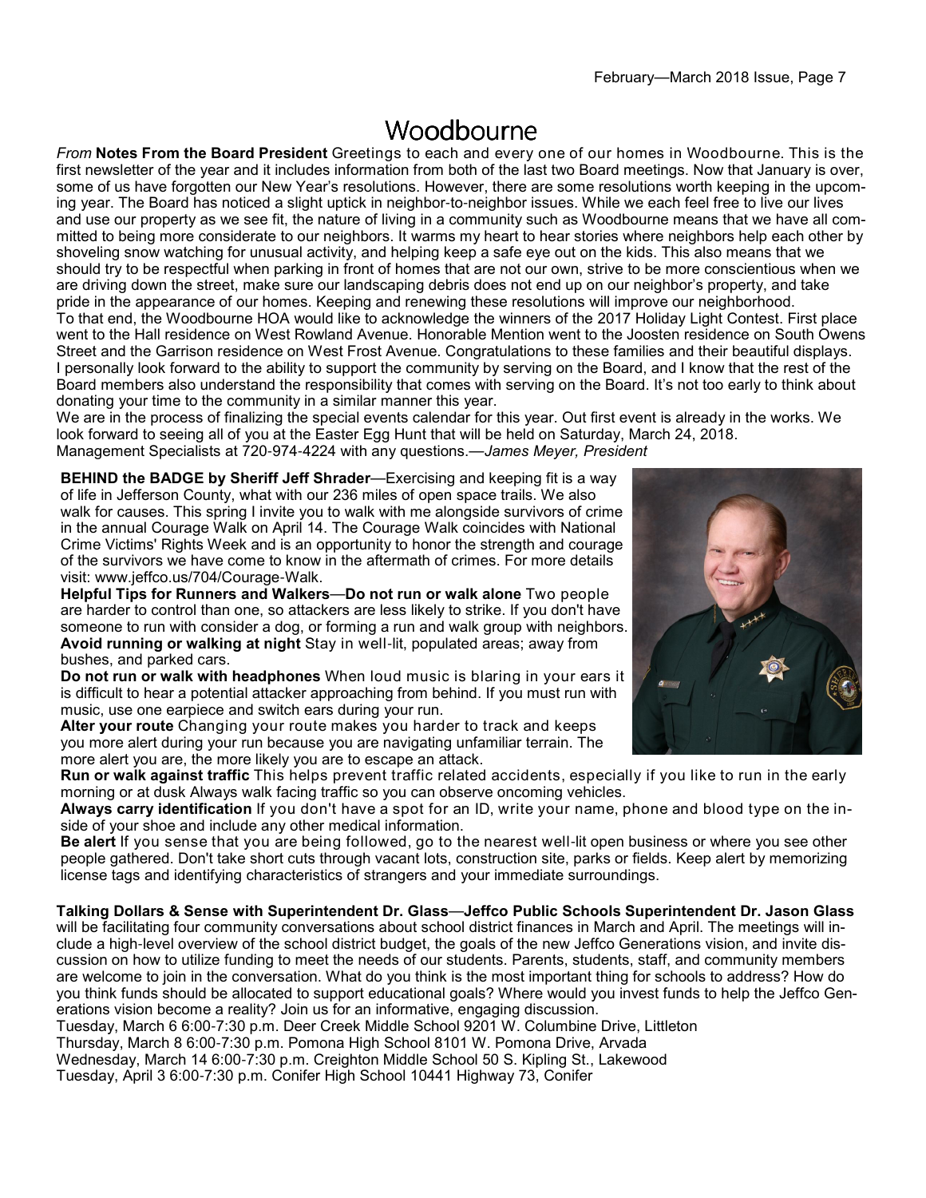# Woodbourne

*From* **Notes From the Board President** Greetings to each and every one of our homes in Woodbourne. This is the first newsletter of the year and it includes information from both of the last two Board meetings. Now that January is over, some of us have forgotten our New Year's resolutions. However, there are some resolutions worth keeping in the upcoming year. The Board has noticed a slight uptick in neighbor-to-neighbor issues. While we each feel free to live our lives and use our property as we see fit, the nature of living in a community such as Woodbourne means that we have all committed to being more considerate to our neighbors. It warms my heart to hear stories where neighbors help each other by shoveling snow watching for unusual activity, and helping keep a safe eye out on the kids. This also means that we should try to be respectful when parking in front of homes that are not our own, strive to be more conscientious when we are driving down the street, make sure our landscaping debris does not end up on our neighbor's property, and take pride in the appearance of our homes. Keeping and renewing these resolutions will improve our neighborhood.

To that end, the Woodbourne HOA would like to acknowledge the winners of the 2017 Holiday Light Contest. First place went to the Hall residence on West Rowland Avenue. Honorable Mention went to the Joosten residence on South Owens Street and the Garrison residence on West Frost Avenue. Congratulations to these families and their beautiful displays.

I personally look forward to the ability to support the community by serving on the Board, and I know that the rest of the Board members also understand the responsibility that comes with serving on the Board. It's not too early to think about donating your time to the community in a similar manner this year.

We are in the process of finalizing the special events calendar for this year. Out first event is already in the works. We look forward to seeing all of you at the Easter Egg Hunt that will be held on Saturday, March 24, 2018.

Management Specialists at 720-974-4224 with any questions.—*James Meyer, President*

**BEHIND the BADGE by Sheriff Jeff Shrader**—Exercising and keeping fit is a way of life in Jefferson County, what with our 236 miles of open space trails. We also walk for causes. This spring I invite you to walk with me alongside survivors of crime in the annual Courage Walk on April 14. The Courage Walk coincides with National Crime Victims' Rights Week and is an opportunity to honor the strength and courage of the survivors we have come to know in the aftermath of crimes. For more details visit: www.jeffco.us/704/Courage-Walk.

**Helpful Tips for Runners and Walkers**—**Do not run or walk alone** Two people are harder to control than one, so attackers are less likely to strike. If you don't have someone to run with consider a dog, or forming a run and walk group with neighbors.

**Avoid running or walking at night** Stay in well-lit, populated areas; away from bushes, and parked cars.

**Do not run or walk with headphones** When loud music is blaring in your ears it is difficult to hear a potential attacker approaching from behind. If you must run with music, use one earpiece and switch ears during your run.

**Alter your route** Changing your route makes you harder to track and keeps you more alert during your run because you are navigating unfamiliar terrain. The more alert you are, the more likely you are to escape an attack.

**Run or walk against traffic** This helps prevent traffic related accidents, especially if you like to run in the early morning or at dusk Always walk facing traffic so you can observe oncoming vehicles.

**Always carry identification** If you don't have a spot for an ID, write your name, phone and blood type on the inside of your shoe and include any other medical information.

**Be alert** If you sense that you are being followed, go to the nearest well-lit open business or where you see other people gathered. Don't take short cuts through vacant lots, construction site, parks or fields. Keep alert by memorizing license tags and identifying characteristics of strangers and your immediate surroundings.

**Talking Dollars & Sense with Superintendent Dr. Glass**—**Jeffco Public Schools Superintendent Dr. Jason Glass** will be facilitating four community conversations about school district finances in March and April. The meetings will include a high-level overview of the school district budget, the goals of the new Jeffco Generations vision, and invite discussion on how to utilize funding to meet the needs of our students. Parents, students, staff, and community members are welcome to join in the conversation. What do you think is the most important thing for schools to address? How do you think funds should be allocated to support educational goals? Where would you invest funds to help the Jeffco Generations vision become a reality? Join us for an informative, engaging discussion.

Tuesday, March 6 6:00-7:30 p.m. Deer Creek Middle School 9201 W. Columbine Drive, Littleton
Thursday, March 8 6:00-7:30 p.m. Pomona High School 8101 W. Pomona Drive, Arvada
Wednesday, March 14 6:00-7:30 p.m. Creighton Middle School 50 S. Kipling St., Lakewood
Tuesday, April 3 6:00-7:30 p.m. Conifer High School 10441 Highway 73, Conifer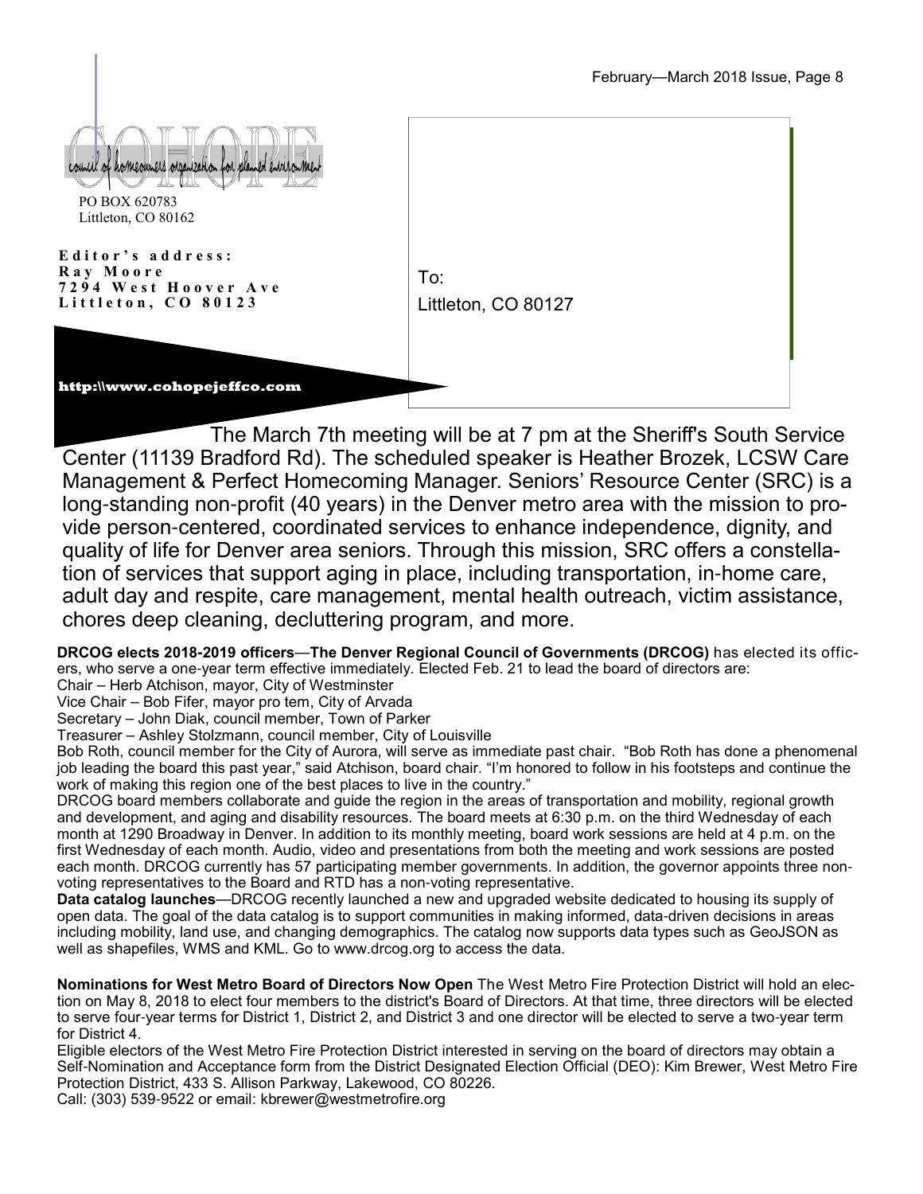COHOPE

council of homeowners organization for planned environment

PO BOX 620783
Littleton, CO 80162

**Editor's address:**
**Ray Moore**
**7294 West Hoover Ave**
**Littleton, CO 80123**

**http:\\www.cohopejeffco.com**

To:
Littleton, CO 80127

The March 7th meeting will be at 7 pm at the Sheriff's South Service Center (11139 Bradford Rd). The scheduled speaker is Heather Brozek, LCSW Care Management & Perfect Homecoming Manager. Seniors' Resource Center (SRC) is a long-standing non-profit (40 years) in the Denver metro area with the mission to provide person-centered, coordinated services to enhance independence, dignity, and quality of life for Denver area seniors. Through this mission, SRC offers a constellation of services that support aging in place, including transportation, in-home care, adult day and respite, care management, mental health outreach, victim assistance, chores deep cleaning, decluttering program, and more.

**DRCOG elects 2018-2019 officers**—**The Denver Regional Council of Governments (DRCOG)** has elected its officers, who serve a one-year term effective immediately. Elected Feb. 21 to lead the board of directors are:

Chair – Herb Atchison, mayor, City of Westminster
Vice Chair – Bob Fifer, mayor pro tem, City of Arvada
Secretary – John Diak, council member, Town of Parker
Treasurer – Ashley Stolzmann, council member, City of Louisville

Bob Roth, council member for the City of Aurora, will serve as immediate past chair. "Bob Roth has done a phenomenal job leading the board this past year," said Atchison, board chair. "I'm honored to follow in his footsteps and continue the work of making this region one of the best places to live in the country."

DRCOG board members collaborate and guide the region in the areas of transportation and mobility, regional growth and development, and aging and disability resources. The board meets at 6:30 p.m. on the third Wednesday of each month at 1290 Broadway in Denver. In addition to its monthly meeting, board work sessions are held at 4 p.m. on the first Wednesday of each month. Audio, video and presentations from both the meeting and work sessions are posted each month. DRCOG currently has 57 participating member governments. In addition, the governor appoints three non-voting representatives to the Board and RTD has a non-voting representative.

**Data catalog launches**—DRCOG recently launched a new and upgraded website dedicated to housing its supply of open data. The goal of the data catalog is to support communities in making informed, data-driven decisions in areas including mobility, land use, and changing demographics. The catalog now supports data types such as GeoJSON as well as shapefiles, WMS and KML. Go to www.drcog.org to access the data.

**Nominations for West Metro Board of Directors Now Open** The West Metro Fire Protection District will hold an election on May 8, 2018 to elect four members to the district's Board of Directors. At that time, three directors will be elected to serve four-year terms for District 1, District 2, and District 3 and one director will be elected to serve a two-year term for District 4.

Eligible electors of the West Metro Fire Protection District interested in serving on the board of directors may obtain a Self-Nomination and Acceptance form from the District Designated Election Official (DEO): Kim Brewer, West Metro Fire Protection District, 433 S. Allison Parkway, Lakewood, CO 80226.

Call: (303) 539-9522 or email: kbrewer@westmetrofire.org